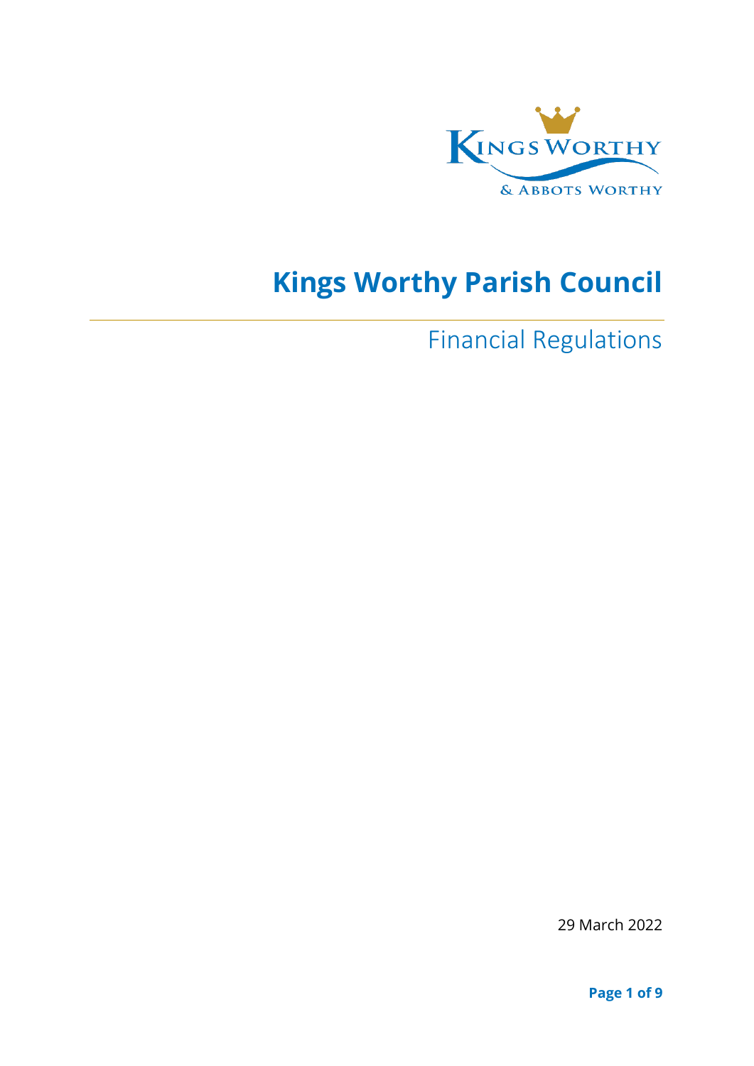# Kings Worthy Parish Council

## Financial Regulations

29 March 2022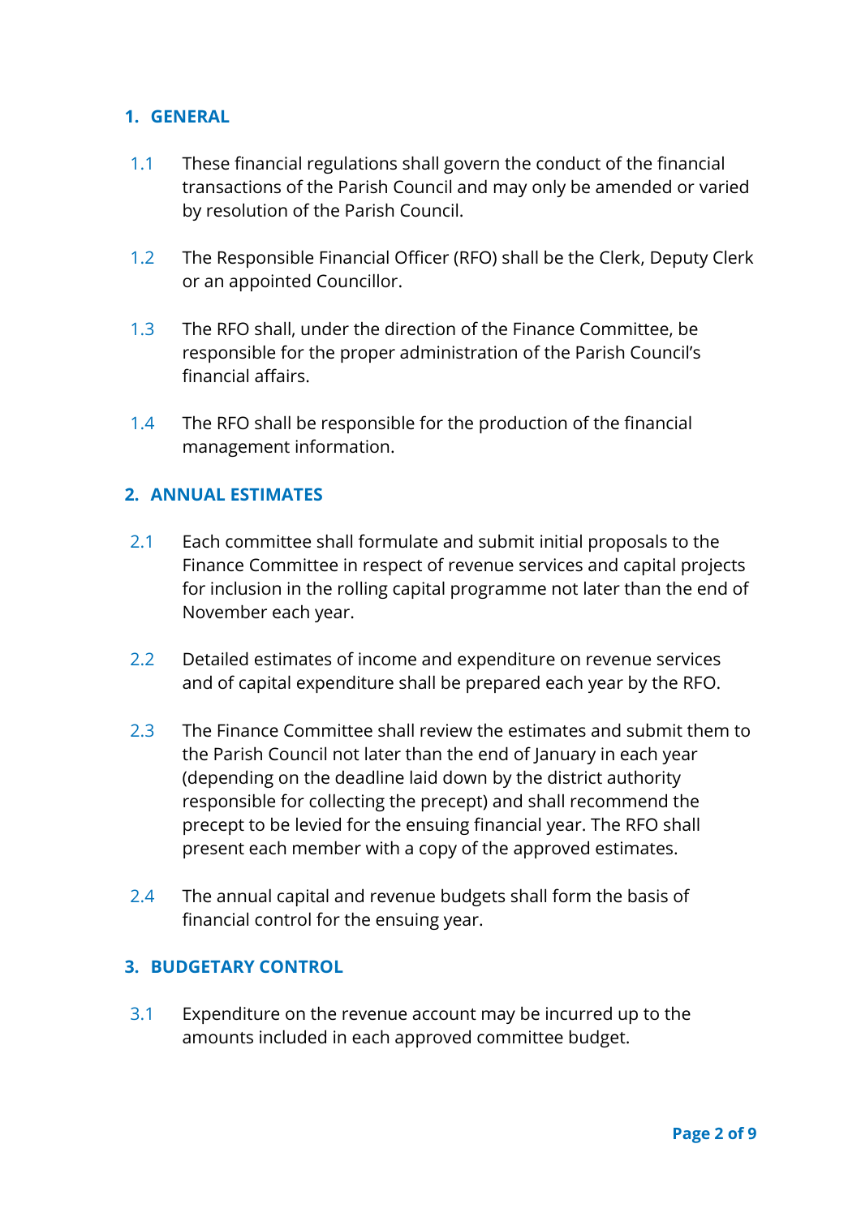## 1. GENERAL

1.1 These financial regulations shall govern the conduct of the financial transactions of the Parish Council and may only be amended or varied by resolution of the Parish Council.

1.2 The Responsible Financial Officer (RFO) shall be the Clerk, Deputy Clerk or an appointed Councillor.

1.3 The RFO shall, under the direction of the Finance Committee, be responsible for the proper administration of the Parish Council's financial affairs.

1.4 The RFO shall be responsible for the production of the financial management information.

## 2. ANNUAL ESTIMATES

2.1 Each committee shall formulate and submit initial proposals to the Finance Committee in respect of revenue services and capital projects for inclusion in the rolling capital programme not later than the end of November each year.

2.2 Detailed estimates of income and expenditure on revenue services and of capital expenditure shall be prepared each year by the RFO.

2.3 The Finance Committee shall review the estimates and submit them to the Parish Council not later than the end of January in each year (depending on the deadline laid down by the district authority responsible for collecting the precept) and shall recommend the precept to be levied for the ensuing financial year. The RFO shall present each member with a copy of the approved estimates.

2.4 The annual capital and revenue budgets shall form the basis of financial control for the ensuing year.

## 3. BUDGETARY CONTROL

3.1 Expenditure on the revenue account may be incurred up to the amounts included in each approved committee budget.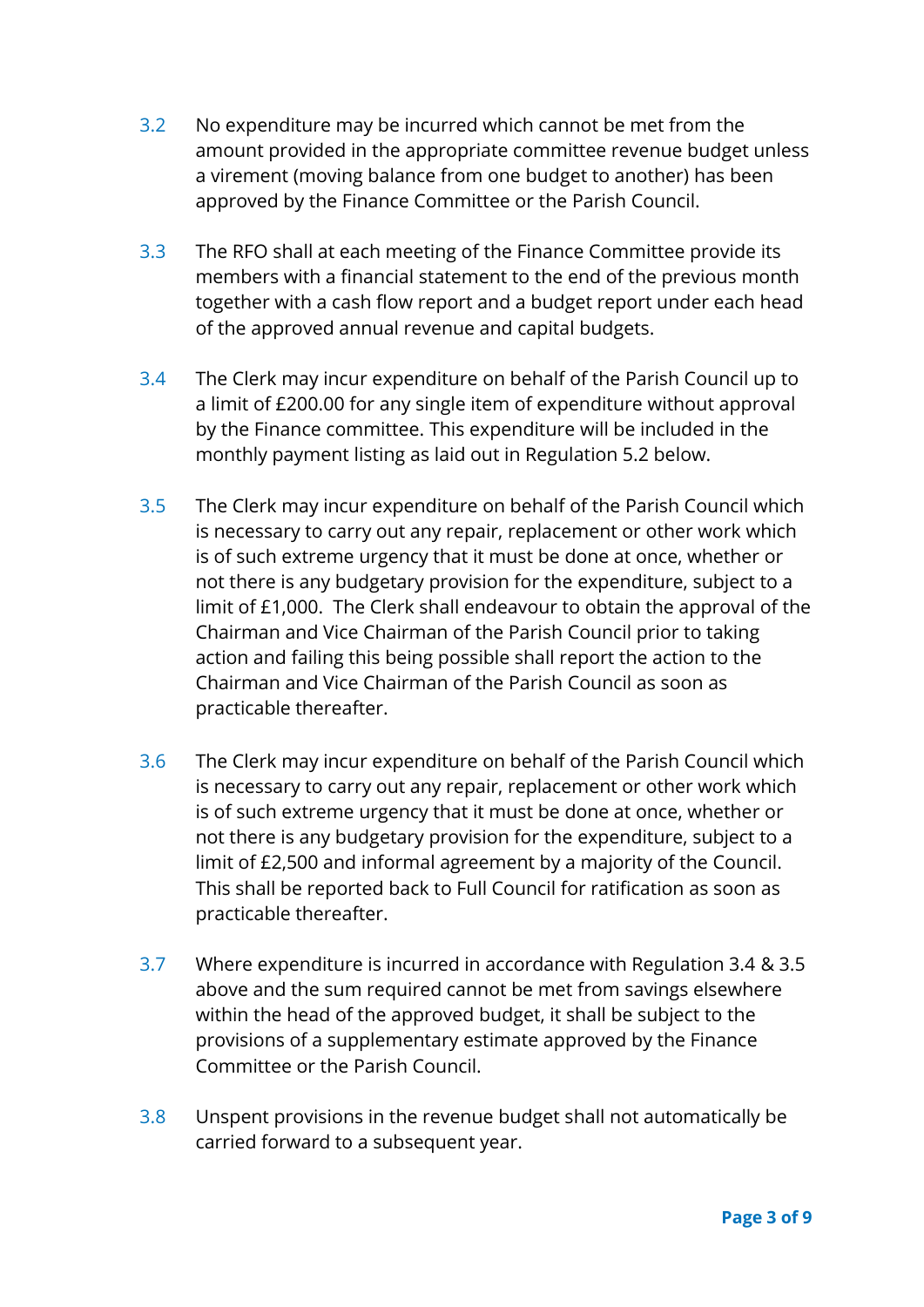3.2 No expenditure may be incurred which cannot be met from the amount provided in the appropriate committee revenue budget unless a virement (moving balance from one budget to another) has been approved by the Finance Committee or the Parish Council.

3.3 The RFO shall at each meeting of the Finance Committee provide its members with a financial statement to the end of the previous month together with a cash flow report and a budget report under each head of the approved annual revenue and capital budgets.

3.4 The Clerk may incur expenditure on behalf of the Parish Council up to a limit of £200.00 for any single item of expenditure without approval by the Finance committee. This expenditure will be included in the monthly payment listing as laid out in Regulation 5.2 below.

3.5 The Clerk may incur expenditure on behalf of the Parish Council which is necessary to carry out any repair, replacement or other work which is of such extreme urgency that it must be done at once, whether or not there is any budgetary provision for the expenditure, subject to a limit of £1,000. The Clerk shall endeavour to obtain the approval of the Chairman and Vice Chairman of the Parish Council prior to taking action and failing this being possible shall report the action to the Chairman and Vice Chairman of the Parish Council as soon as practicable thereafter.

3.6 The Clerk may incur expenditure on behalf of the Parish Council which is necessary to carry out any repair, replacement or other work which is of such extreme urgency that it must be done at once, whether or not there is any budgetary provision for the expenditure, subject to a limit of £2,500 and informal agreement by a majority of the Council. This shall be reported back to Full Council for ratification as soon as practicable thereafter.

3.7 Where expenditure is incurred in accordance with Regulation 3.4 & 3.5 above and the sum required cannot be met from savings elsewhere within the head of the approved budget, it shall be subject to the provisions of a supplementary estimate approved by the Finance Committee or the Parish Council.

3.8 Unspent provisions in the revenue budget shall not automatically be carried forward to a subsequent year.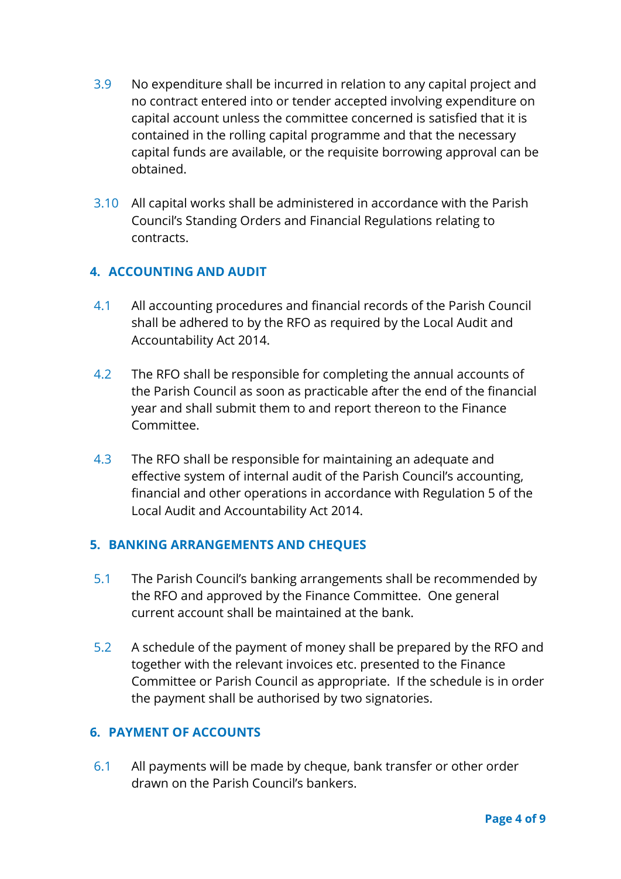3.9 No expenditure shall be incurred in relation to any capital project and no contract entered into or tender accepted involving expenditure on capital account unless the committee concerned is satisfied that it is contained in the rolling capital programme and that the necessary capital funds are available, or the requisite borrowing approval can be obtained.

3.10 All capital works shall be administered in accordance with the Parish Council's Standing Orders and Financial Regulations relating to contracts.

## 4. ACCOUNTING AND AUDIT

4.1 All accounting procedures and financial records of the Parish Council shall be adhered to by the RFO as required by the Local Audit and Accountability Act 2014.

4.2 The RFO shall be responsible for completing the annual accounts of the Parish Council as soon as practicable after the end of the financial year and shall submit them to and report thereon to the Finance Committee.

4.3 The RFO shall be responsible for maintaining an adequate and effective system of internal audit of the Parish Council's accounting, financial and other operations in accordance with Regulation 5 of the Local Audit and Accountability Act 2014.

## 5. BANKING ARRANGEMENTS AND CHEQUES

5.1 The Parish Council's banking arrangements shall be recommended by the RFO and approved by the Finance Committee. One general current account shall be maintained at the bank.

5.2 A schedule of the payment of money shall be prepared by the RFO and together with the relevant invoices etc. presented to the Finance Committee or Parish Council as appropriate. If the schedule is in order the payment shall be authorised by two signatories.

## 6. PAYMENT OF ACCOUNTS

6.1 All payments will be made by cheque, bank transfer or other order drawn on the Parish Council's bankers.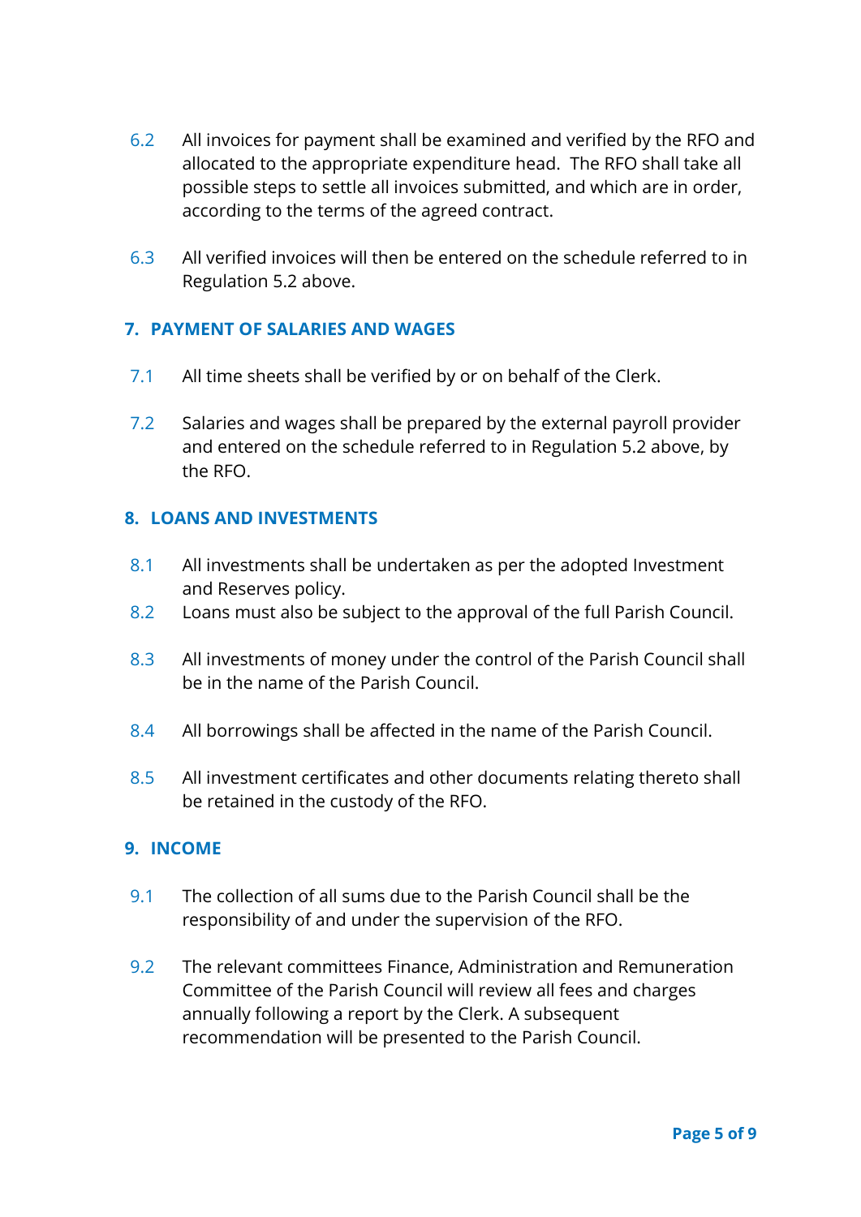6.2 All invoices for payment shall be examined and verified by the RFO and allocated to the appropriate expenditure head. The RFO shall take all possible steps to settle all invoices submitted, and which are in order, according to the terms of the agreed contract.

6.3 All verified invoices will then be entered on the schedule referred to in Regulation 5.2 above.

## 7. PAYMENT OF SALARIES AND WAGES

7.1 All time sheets shall be verified by or on behalf of the Clerk.

7.2 Salaries and wages shall be prepared by the external payroll provider and entered on the schedule referred to in Regulation 5.2 above, by the RFO.

## 8. LOANS AND INVESTMENTS

8.1 All investments shall be undertaken as per the adopted Investment and Reserves policy.

8.2 Loans must also be subject to the approval of the full Parish Council.

8.3 All investments of money under the control of the Parish Council shall be in the name of the Parish Council.

8.4 All borrowings shall be affected in the name of the Parish Council.

8.5 All investment certificates and other documents relating thereto shall be retained in the custody of the RFO.

## 9. INCOME

9.1 The collection of all sums due to the Parish Council shall be the responsibility of and under the supervision of the RFO.

9.2 The relevant committees Finance, Administration and Remuneration Committee of the Parish Council will review all fees and charges annually following a report by the Clerk. A subsequent recommendation will be presented to the Parish Council.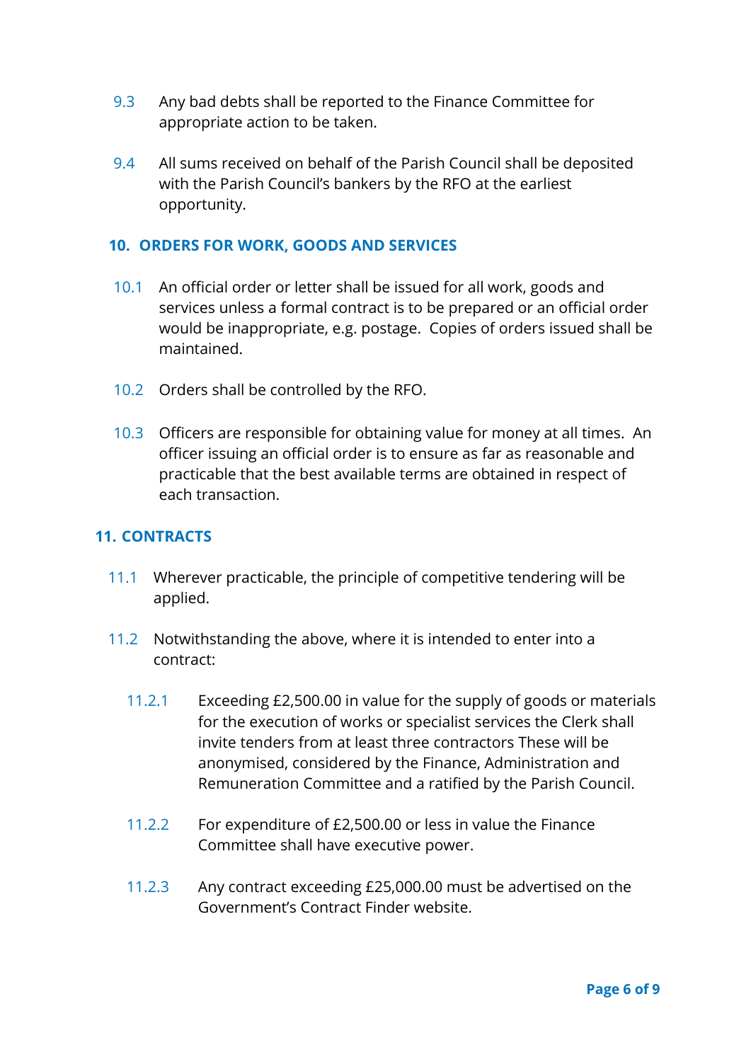9.3 Any bad debts shall be reported to the Finance Committee for appropriate action to be taken.

9.4 All sums received on behalf of the Parish Council shall be deposited with the Parish Council's bankers by the RFO at the earliest opportunity.

## 10. ORDERS FOR WORK, GOODS AND SERVICES

10.1 An official order or letter shall be issued for all work, goods and services unless a formal contract is to be prepared or an official order would be inappropriate, e.g. postage. Copies of orders issued shall be maintained.

10.2 Orders shall be controlled by the RFO.

10.3 Officers are responsible for obtaining value for money at all times. An officer issuing an official order is to ensure as far as reasonable and practicable that the best available terms are obtained in respect of each transaction.

## 11. CONTRACTS

11.1 Wherever practicable, the principle of competitive tendering will be applied.

11.2 Notwithstanding the above, where it is intended to enter into a contract:

11.2.1 Exceeding £2,500.00 in value for the supply of goods or materials for the execution of works or specialist services the Clerk shall invite tenders from at least three contractors These will be anonymised, considered by the Finance, Administration and Remuneration Committee and a ratified by the Parish Council.

11.2.2 For expenditure of £2,500.00 or less in value the Finance Committee shall have executive power.

11.2.3 Any contract exceeding £25,000.00 must be advertised on the Government's Contract Finder website.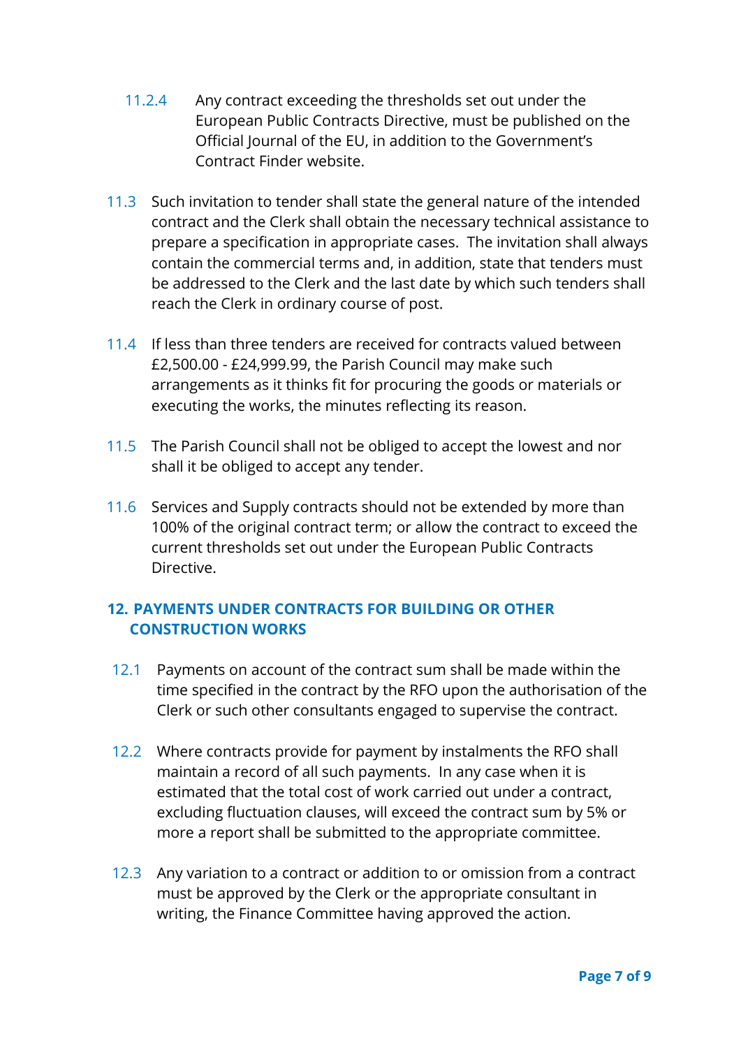11.2.4 Any contract exceeding the thresholds set out under the European Public Contracts Directive, must be published on the Official Journal of the EU, in addition to the Government's Contract Finder website.

11.3 Such invitation to tender shall state the general nature of the intended contract and the Clerk shall obtain the necessary technical assistance to prepare a specification in appropriate cases. The invitation shall always contain the commercial terms and, in addition, state that tenders must be addressed to the Clerk and the last date by which such tenders shall reach the Clerk in ordinary course of post.

11.4 If less than three tenders are received for contracts valued between £2,500.00 - £24,999.99, the Parish Council may make such arrangements as it thinks fit for procuring the goods or materials or executing the works, the minutes reflecting its reason.

11.5 The Parish Council shall not be obliged to accept the lowest and nor shall it be obliged to accept any tender.

11.6 Services and Supply contracts should not be extended by more than 100% of the original contract term; or allow the contract to exceed the current thresholds set out under the European Public Contracts Directive.

## 12. PAYMENTS UNDER CONTRACTS FOR BUILDING OR OTHER CONSTRUCTION WORKS

12.1 Payments on account of the contract sum shall be made within the time specified in the contract by the RFO upon the authorisation of the Clerk or such other consultants engaged to supervise the contract.

12.2 Where contracts provide for payment by instalments the RFO shall maintain a record of all such payments. In any case when it is estimated that the total cost of work carried out under a contract, excluding fluctuation clauses, will exceed the contract sum by 5% or more a report shall be submitted to the appropriate committee.

12.3 Any variation to a contract or addition to or omission from a contract must be approved by the Clerk or the appropriate consultant in writing, the Finance Committee having approved the action.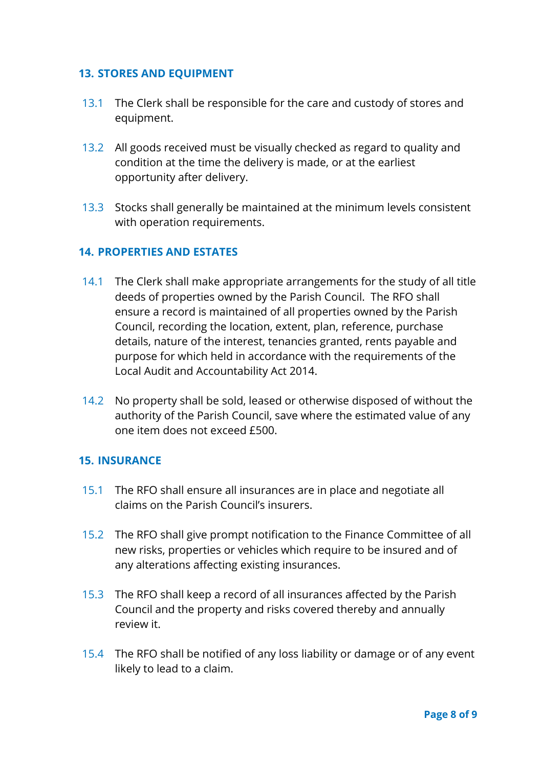## 13. STORES AND EQUIPMENT

13.1 The Clerk shall be responsible for the care and custody of stores and equipment.

13.2 All goods received must be visually checked as regard to quality and condition at the time the delivery is made, or at the earliest opportunity after delivery.

13.3 Stocks shall generally be maintained at the minimum levels consistent with operation requirements.

## 14. PROPERTIES AND ESTATES

14.1 The Clerk shall make appropriate arrangements for the study of all title deeds of properties owned by the Parish Council. The RFO shall ensure a record is maintained of all properties owned by the Parish Council, recording the location, extent, plan, reference, purchase details, nature of the interest, tenancies granted, rents payable and purpose for which held in accordance with the requirements of the Local Audit and Accountability Act 2014.

14.2 No property shall be sold, leased or otherwise disposed of without the authority of the Parish Council, save where the estimated value of any one item does not exceed £500.

## 15. INSURANCE

15.1 The RFO shall ensure all insurances are in place and negotiate all claims on the Parish Council's insurers.

15.2 The RFO shall give prompt notification to the Finance Committee of all new risks, properties or vehicles which require to be insured and of any alterations affecting existing insurances.

15.3 The RFO shall keep a record of all insurances affected by the Parish Council and the property and risks covered thereby and annually review it.

15.4 The RFO shall be notified of any loss liability or damage or of any event likely to lead to a claim.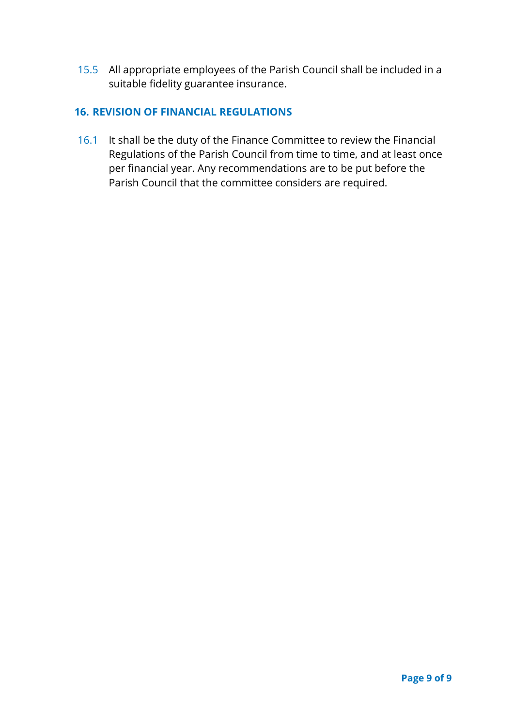15.5 All appropriate employees of the Parish Council shall be included in a suitable fidelity guarantee insurance.

## 16. REVISION OF FINANCIAL REGULATIONS

16.1 It shall be the duty of the Finance Committee to review the Financial Regulations of the Parish Council from time to time, and at least once per financial year. Any recommendations are to be put before the Parish Council that the committee considers are required.